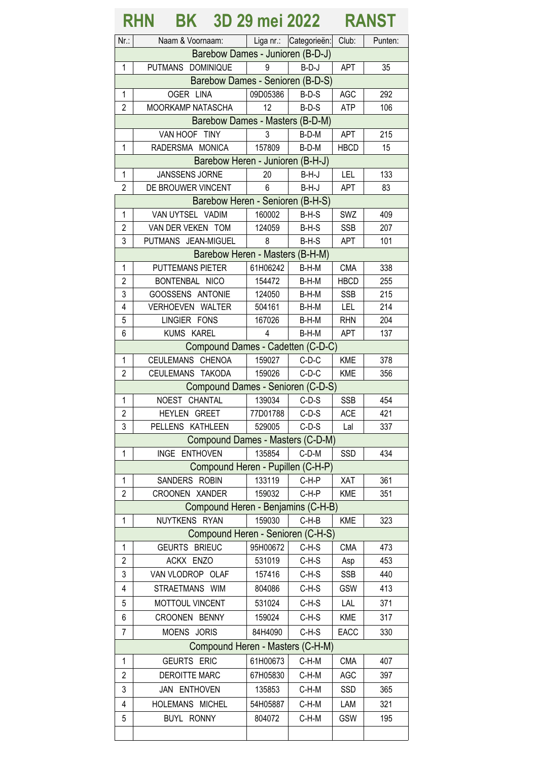# RHN BK 3D 29 mei 2022 RANST

| Nr.: | Naam & Voornaam: | Liga nr.: | Categorieën: | Club: | Punten: |
|---|---|---|---|---|---|
| Barebow Dames - Junioren (B-D-J) | | | | | |
| 1 | PUTMANS DOMINIQUE | 9 | B-D-J | APT | 35 |
| Barebow Dames - Senioren (B-D-S) | | | | | |
| 1 | OGER LINA | 09D05386 | B-D-S | AGC | 292 |
| 2 | MOORKAMP NATASCHA | 12 | B-D-S | ATP | 106 |
| Barebow Dames - Masters (B-D-M) | | | | | |
| | VAN HOOF TINY | 3 | B-D-M | APT | 215 |
| 1 | RADERSMA MONICA | 157809 | B-D-M | HBCD | 15 |
| Barebow Heren - Junioren (B-H-J) | | | | | |
| 1 | JANSSENS JORNE | 20 | B-H-J | LEL | 133 |
| 2 | DE BROUWER VINCENT | 6 | B-H-J | APT | 83 |
| Barebow Heren - Senioren (B-H-S) | | | | | |
| 1 | VAN UYTSEL VADIM | 160002 | B-H-S | SWZ | 409 |
| 2 | VAN DER VEKEN TOM | 124059 | B-H-S | SSB | 207 |
| 3 | PUTMANS JEAN-MIGUEL | 8 | B-H-S | APT | 101 |
| Barebow Heren - Masters (B-H-M) | | | | | |
| 1 | PUTTEMANS PIETER | 61H06242 | B-H-M | CMA | 338 |
| 2 | BONTENBAL NICO | 154472 | B-H-M | HBCD | 255 |
| 3 | GOOSSENS ANTONIE | 124050 | B-H-M | SSB | 215 |
| 4 | VERHOEVEN WALTER | 504161 | B-H-M | LEL | 214 |
| 5 | LINGIER FONS | 167026 | B-H-M | RHN | 204 |
| 6 | KUMS KAREL | 4 | B-H-M | APT | 137 |
| Compound Dames - Cadetten (C-D-C) | | | | | |
| 1 | CEULEMANS CHENOA | 159027 | C-D-C | KME | 378 |
| 2 | CEULEMANS TAKODA | 159026 | C-D-C | KME | 356 |
| Compound Dames - Senioren (C-D-S) | | | | | |
| 1 | NOEST CHANTAL | 139034 | C-D-S | SSB | 454 |
| 2 | HEYLEN GREET | 77D01788 | C-D-S | ACE | 421 |
| 3 | PELLENS KATHLEEN | 529005 | C-D-S | Lal | 337 |
| Compound Dames - Masters (C-D-M) | | | | | |
| 1 | INGE ENTHOVEN | 135854 | C-D-M | SSD | 434 |
| Compound Heren - Pupillen (C-H-P) | | | | | |
| 1 | SANDERS ROBIN | 133119 | C-H-P | XAT | 361 |
| 2 | CROONEN XANDER | 159032 | C-H-P | KME | 351 |
| Compound Heren - Benjamins (C-H-B) | | | | | |
| 1 | NUYTKENS RYAN | 159030 | C-H-B | KME | 323 |
| Compound Heren - Senioren (C-H-S) | | | | | |
| 1 | GEURTS BRIEUC | 95H00672 | C-H-S | CMA | 473 |
| 2 | ACKX ENZO | 531019 | C-H-S | Asp | 453 |
| 3 | VAN VLODROP OLAF | 157416 | C-H-S | SSB | 440 |
| 4 | STRAETMANS WIM | 804086 | C-H-S | GSW | 413 |
| 5 | MOTTOUL VINCENT | 531024 | C-H-S | LAL | 371 |
| 6 | CROONEN BENNY | 159024 | C-H-S | KME | 317 |
| 7 | MOENS JORIS | 84H4090 | C-H-S | EACC | 330 |
| Compound Heren - Masters (C-H-M) | | | | | |
| 1 | GEURTS ERIC | 61H00673 | C-H-M | CMA | 407 |
| 2 | DEROITTE MARC | 67H05830 | C-H-M | AGC | 397 |
| 3 | JAN ENTHOVEN | 135853 | C-H-M | SSD | 365 |
| 4 | HOLEMANS MICHEL | 54H05887 | C-H-M | LAM | 321 |
| 5 | BUYL RONNY | 804072 | C-H-M | GSW | 195 |
| | | | | | |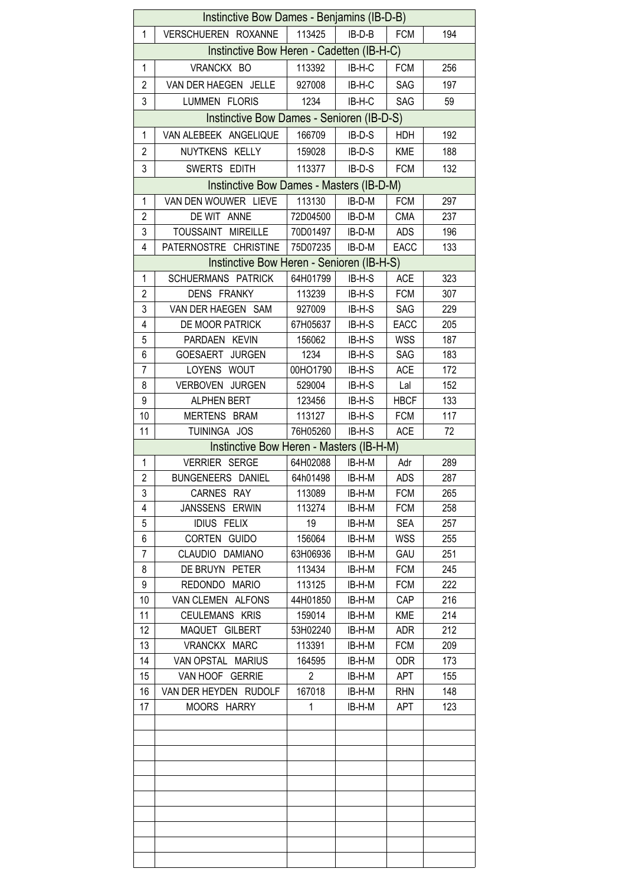| Instinctive Bow Dames - Benjamins (IB-D-B) | | | | | |
|---|---|---|---|---|---|
| 1 | VERSCHUEREN ROXANNE | 113425 | IB-D-B | FCM | 194 |
| **Instinctive Bow Heren - Cadetten (IB-H-C)** | | | | | |
| 1 | VRANCKX BO | 113392 | IB-H-C | FCM | 256 |
| 2 | VAN DER HAEGEN JELLE | 927008 | IB-H-C | SAG | 197 |
| 3 | LUMMEN FLORIS | 1234 | IB-H-C | SAG | 59 |
| **Instinctive Bow Dames - Senioren (IB-D-S)** | | | | | |
| 1 | VAN ALEBEEK ANGELIQUE | 166709 | IB-D-S | HDH | 192 |
| 2 | NUYTKENS KELLY | 159028 | IB-D-S | KME | 188 |
| 3 | SWERTS EDITH | 113377 | IB-D-S | FCM | 132 |
| **Instinctive Bow Dames - Masters (IB-D-M)** | | | | | |
| 1 | VAN DEN WOUWER LIEVE | 113130 | IB-D-M | FCM | 297 |
| 2 | DE WIT ANNE | 72D04500 | IB-D-M | CMA | 237 |
| 3 | TOUSSAINT MIREILLE | 70D01497 | IB-D-M | ADS | 196 |
| 4 | PATERNOSTRE CHRISTINE | 75D07235 | IB-D-M | EACC | 133 |
| **Instinctive Bow Heren - Senioren (IB-H-S)** | | | | | |
| 1 | SCHUERMANS PATRICK | 64H01799 | IB-H-S | ACE | 323 |
| 2 | DENS FRANKY | 113239 | IB-H-S | FCM | 307 |
| 3 | VAN DER HAEGEN SAM | 927009 | IB-H-S | SAG | 229 |
| 4 | DE MOOR PATRICK | 67H05637 | IB-H-S | EACC | 205 |
| 5 | PARDAEN KEVIN | 156062 | IB-H-S | WSS | 187 |
| 6 | GOESAERT JURGEN | 1234 | IB-H-S | SAG | 183 |
| 7 | LOYENS WOUT | 00HO1790 | IB-H-S | ACE | 172 |
| 8 | VERBOVEN JURGEN | 529004 | IB-H-S | Lal | 152 |
| 9 | ALPHEN BERT | 123456 | IB-H-S | HBCF | 133 |
| 10 | MERTENS BRAM | 113127 | IB-H-S | FCM | 117 |
| 11 | TUININGA JOS | 76H05260 | IB-H-S | ACE | 72 |
| **Instinctive Bow Heren - Masters (IB-H-M)** | | | | | |
| 1 | VERRIER SERGE | 64H02088 | IB-H-M | Adr | 289 |
| 2 | BUNGENEERS DANIEL | 64h01498 | IB-H-M | ADS | 287 |
| 3 | CARNES RAY | 113089 | IB-H-M | FCM | 265 |
| 4 | JANSSENS ERWIN | 113274 | IB-H-M | FCM | 258 |
| 5 | IDIUS FELIX | 19 | IB-H-M | SEA | 257 |
| 6 | CORTEN GUIDO | 156064 | IB-H-M | WSS | 255 |
| 7 | CLAUDIO DAMIANO | 63H06936 | IB-H-M | GAU | 251 |
| 8 | DE BRUYN PETER | 113434 | IB-H-M | FCM | 245 |
| 9 | REDONDO MARIO | 113125 | IB-H-M | FCM | 222 |
| 10 | VAN CLEMEN ALFONS | 44H01850 | IB-H-M | CAP | 216 |
| 11 | CEULEMANS KRIS | 159014 | IB-H-M | KME | 214 |
| 12 | MAQUET GILBERT | 53H02240 | IB-H-M | ADR | 212 |
| 13 | VRANCKX MARC | 113391 | IB-H-M | FCM | 209 |
| 14 | VAN OPSTAL MARIUS | 164595 | IB-H-M | ODR | 173 |
| 15 | VAN HOOF GERRIE | 2 | IB-H-M | APT | 155 |
| 16 | VAN DER HEYDEN RUDOLF | 167018 | IB-H-M | RHN | 148 |
| 17 | MOORS HARRY | 1 | IB-H-M | APT | 123 |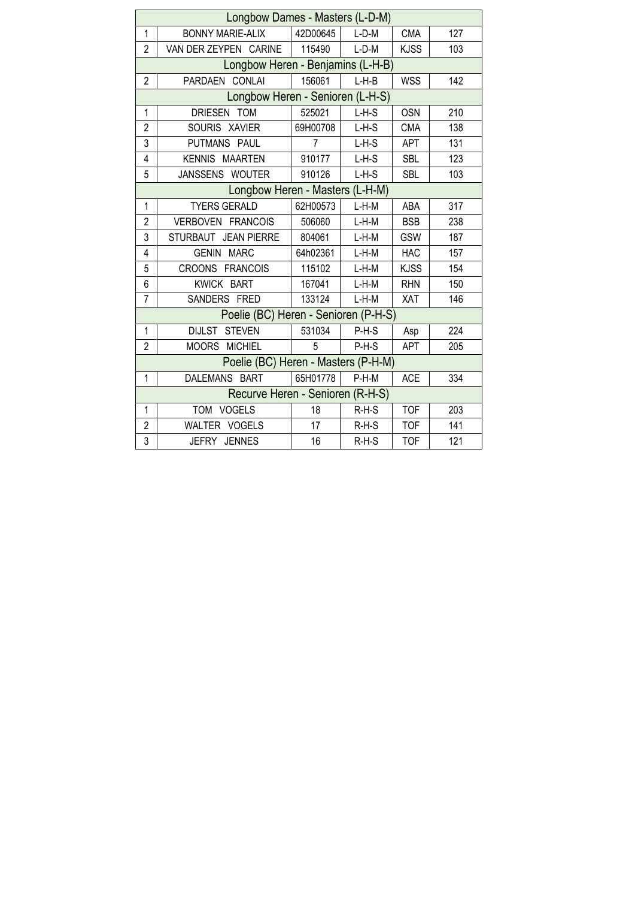| | | | | | |
|---|---|---|---|---|---|
| Longbow Dames - Masters (L-D-M) | | | | | |
| 1 | BONNY MARIE-ALIX | 42D00645 | L-D-M | CMA | 127 |
| 2 | VAN DER ZEYPEN CARINE | 115490 | L-D-M | KJSS | 103 |
| Longbow Heren - Benjamins (L-H-B) | | | | | |
| 2 | PARDAEN CONLAI | 156061 | L-H-B | WSS | 142 |
| Longbow Heren - Senioren (L-H-S) | | | | | |
| 1 | DRIESEN TOM | 525021 | L-H-S | OSN | 210 |
| 2 | SOURIS XAVIER | 69H00708 | L-H-S | CMA | 138 |
| 3 | PUTMANS PAUL | 7 | L-H-S | APT | 131 |
| 4 | KENNIS MAARTEN | 910177 | L-H-S | SBL | 123 |
| 5 | JANSSENS WOUTER | 910126 | L-H-S | SBL | 103 |
| Longbow Heren - Masters (L-H-M) | | | | | |
| 1 | TYERS GERALD | 62H00573 | L-H-M | ABA | 317 |
| 2 | VERBOVEN FRANCOIS | 506060 | L-H-M | BSB | 238 |
| 3 | STURBAUT JEAN PIERRE | 804061 | L-H-M | GSW | 187 |
| 4 | GENIN MARC | 64h02361 | L-H-M | HAC | 157 |
| 5 | CROONS FRANCOIS | 115102 | L-H-M | KJSS | 154 |
| 6 | KWICK BART | 167041 | L-H-M | RHN | 150 |
| 7 | SANDERS FRED | 133124 | L-H-M | XAT | 146 |
| Poelie (BC) Heren - Senioren (P-H-S) | | | | | |
| 1 | DIJLST STEVEN | 531034 | P-H-S | Asp | 224 |
| 2 | MOORS MICHIEL | 5 | P-H-S | APT | 205 |
| Poelie (BC) Heren - Masters (P-H-M) | | | | | |
| 1 | DALEMANS BART | 65H01778 | P-H-M | ACE | 334 |
| Recurve Heren - Senioren (R-H-S) | | | | | |
| 1 | TOM VOGELS | 18 | R-H-S | TOF | 203 |
| 2 | WALTER VOGELS | 17 | R-H-S | TOF | 141 |
| 3 | JEFRY JENNES | 16 | R-H-S | TOF | 121 |